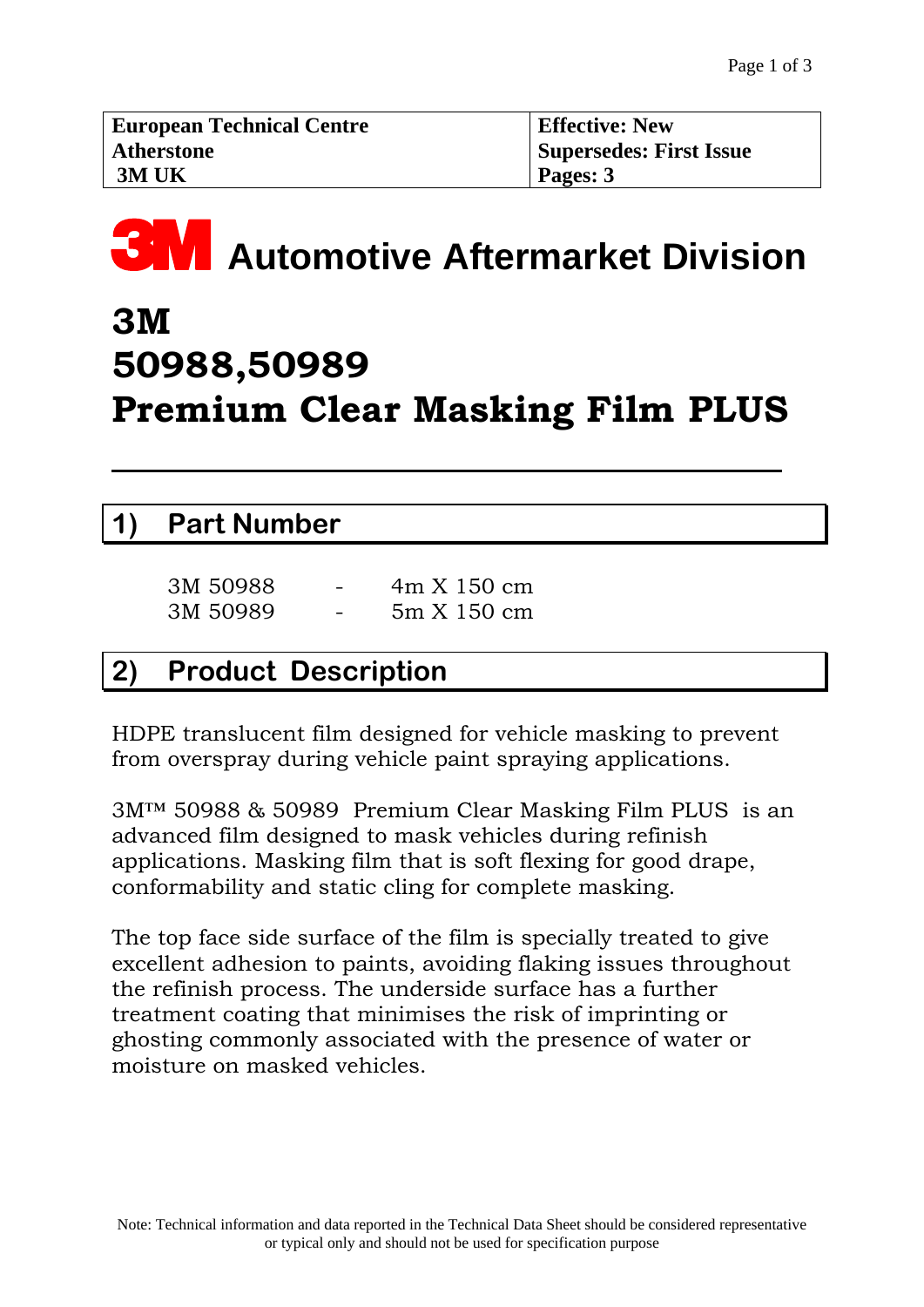| European Technical Centre Atherstone 3M UK | Effective: New Supersedes: First Issue Pages: 3 |
| --- | --- |

# 3M Automotive Aftermarket Division

# 3M 50988,50989 Premium Clear Masking Film PLUS

## 1) Part Number

| | | |
| --- | --- | --- |
| 3M 50988 | - | 4m X 150 cm |
| 3M 50989 | - | 5m X 150 cm |

## 2) Product Description

HDPE translucent film designed for vehicle masking to prevent from overspray during vehicle paint spraying applications.

3M™ 50988 & 50989 Premium Clear Masking Film PLUS is an advanced film designed to mask vehicles during refinish applications. Masking film that is soft flexing for good drape, conformability and static cling for complete masking.

The top face side surface of the film is specially treated to give excellent adhesion to paints, avoiding flaking issues throughout the refinish process. The underside surface has a further treatment coating that minimises the risk of imprinting or ghosting commonly associated with the presence of water or moisture on masked vehicles.

Note: Technical information and data reported in the Technical Data Sheet should be considered representative or typical only and should not be used for specification purpose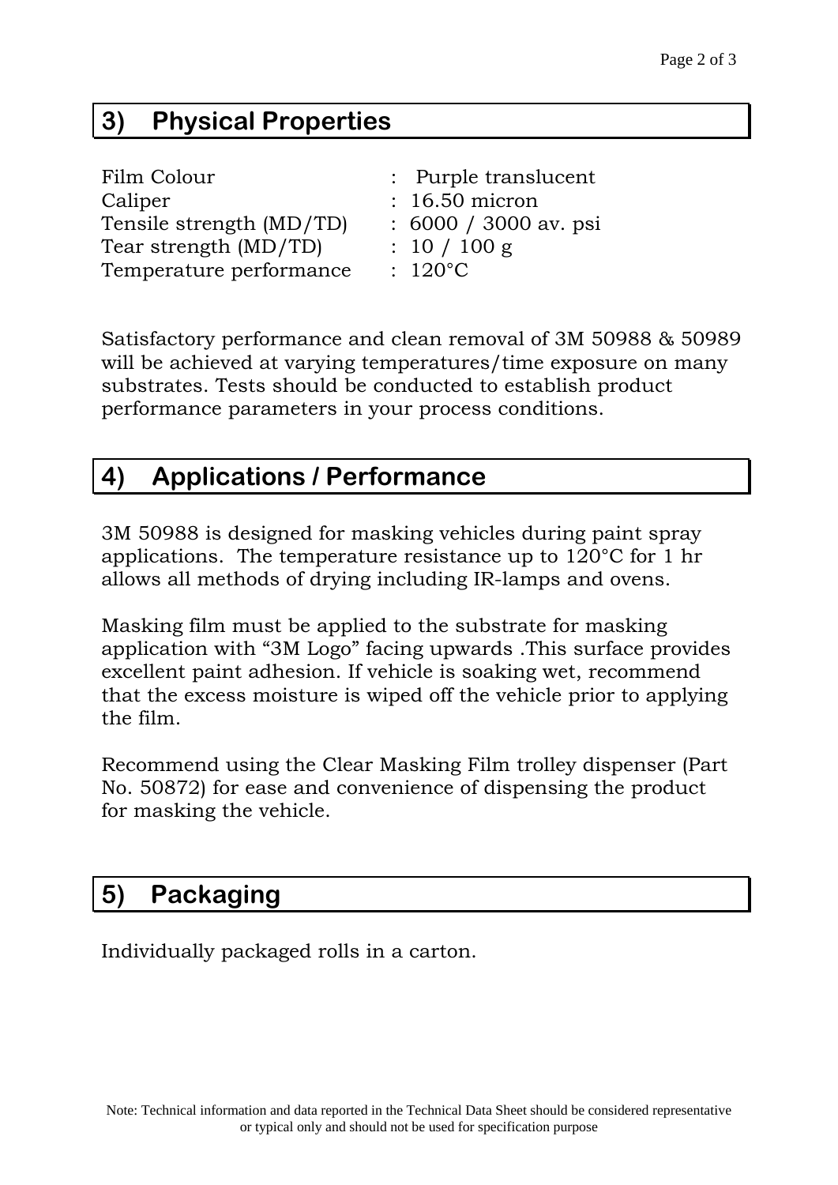## 3) Physical Properties

| | |
|---|---|
| Film Colour | : Purple translucent |
| Caliper | : 16.50 micron |
| Tensile strength (MD/TD) | : 6000 / 3000 av. psi |
| Tear strength (MD/TD) | : 10 / 100 g |
| Temperature performance | : 120°C |

Satisfactory performance and clean removal of 3M 50988 & 50989 will be achieved at varying temperatures/time exposure on many substrates. Tests should be conducted to establish product performance parameters in your process conditions.

## 4) Applications / Performance

3M 50988 is designed for masking vehicles during paint spray applications. The temperature resistance up to 120°C for 1 hr allows all methods of drying including IR-lamps and ovens.

Masking film must be applied to the substrate for masking application with "3M Logo" facing upwards .This surface provides excellent paint adhesion. If vehicle is soaking wet, recommend that the excess moisture is wiped off the vehicle prior to applying the film.

Recommend using the Clear Masking Film trolley dispenser (Part No. 50872) for ease and convenience of dispensing the product for masking the vehicle.

## 5) Packaging

Individually packaged rolls in a carton.

Note: Technical information and data reported in the Technical Data Sheet should be considered representative or typical only and should not be used for specification purpose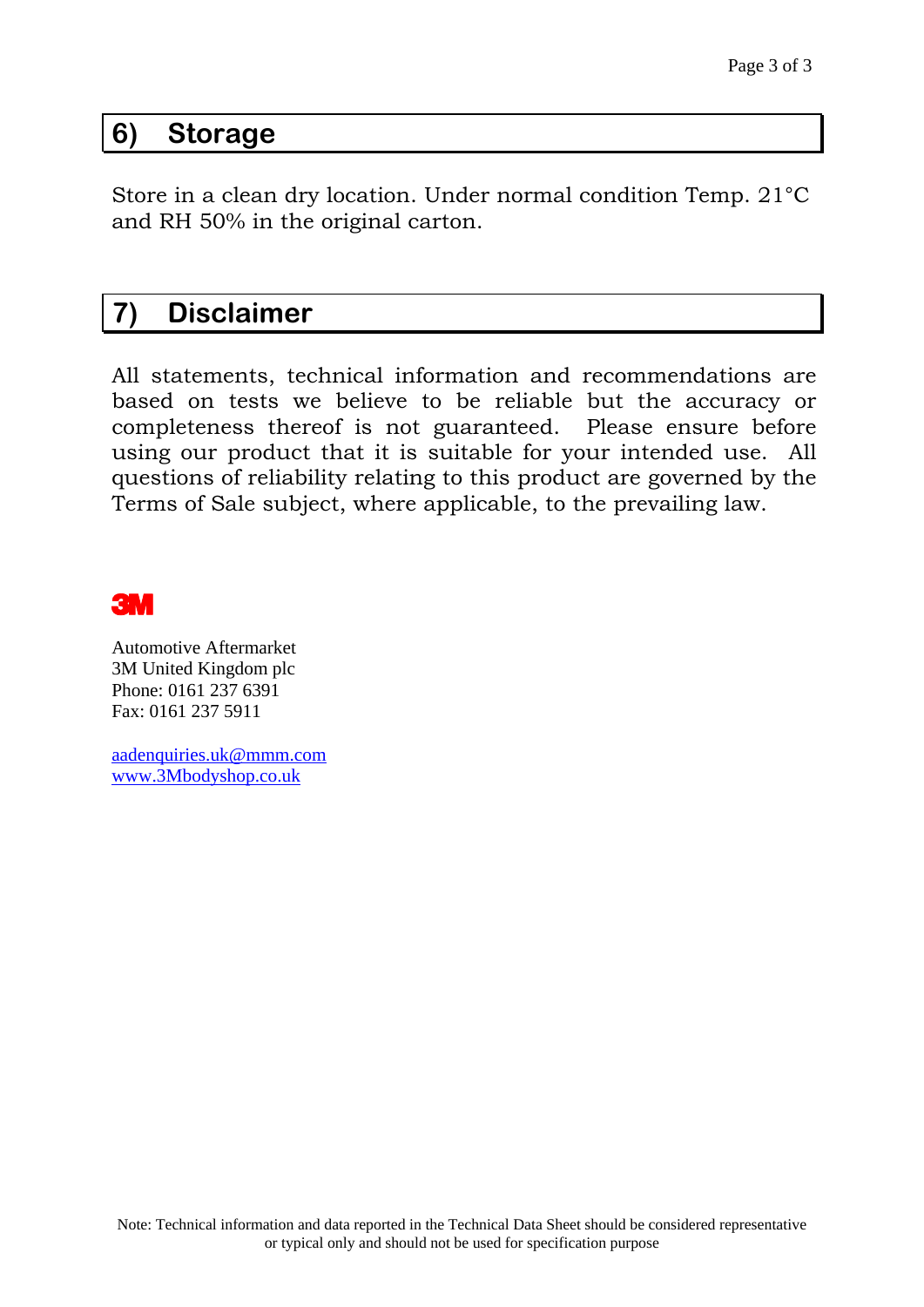## 6) Storage

Store in a clean dry location. Under normal condition Temp. 21°C and RH 50% in the original carton.

## 7) Disclaimer

All statements, technical information and recommendations are based on tests we believe to be reliable but the accuracy or completeness thereof is not guaranteed. Please ensure before using our product that it is suitable for your intended use. All questions of reliability relating to this product are governed by the Terms of Sale subject, where applicable, to the prevailing law.

**3M**

Automotive Aftermarket
3M United Kingdom plc
Phone: 0161 237 6391
Fax: 0161 237 5911

aadenquiries.uk@mmm.com
www.3Mbodyshop.co.uk

Note: Technical information and data reported in the Technical Data Sheet should be considered representative or typical only and should not be used for specification purpose